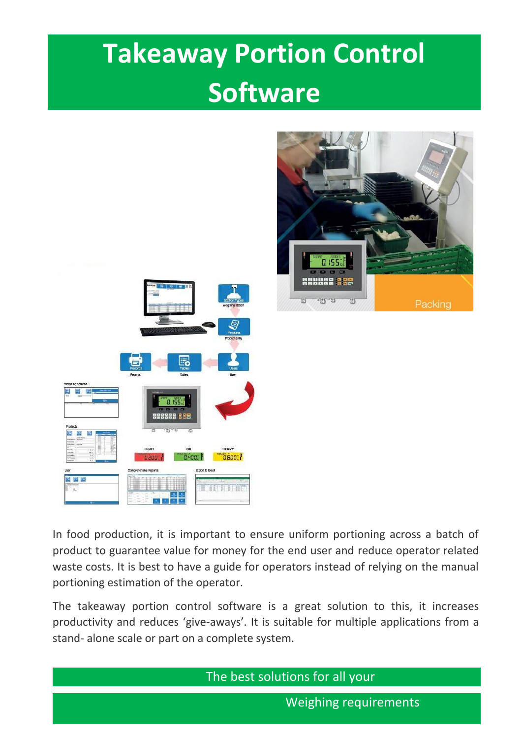# Takeaway Portion Control Software

In food production, it is important to ensure uniform portioning across a batch of product to guarantee value for money for the end user and reduce operator related waste costs. It is best to have a guide for operators instead of relying on the manual portioning estimation of the operator.

The takeaway portion control software is a great solution to this, it increases productivity and reduces 'give-aways'. It is suitable for multiple applications from a stand- alone scale or part on a complete system.

The best solutions for all your

Weighing requirements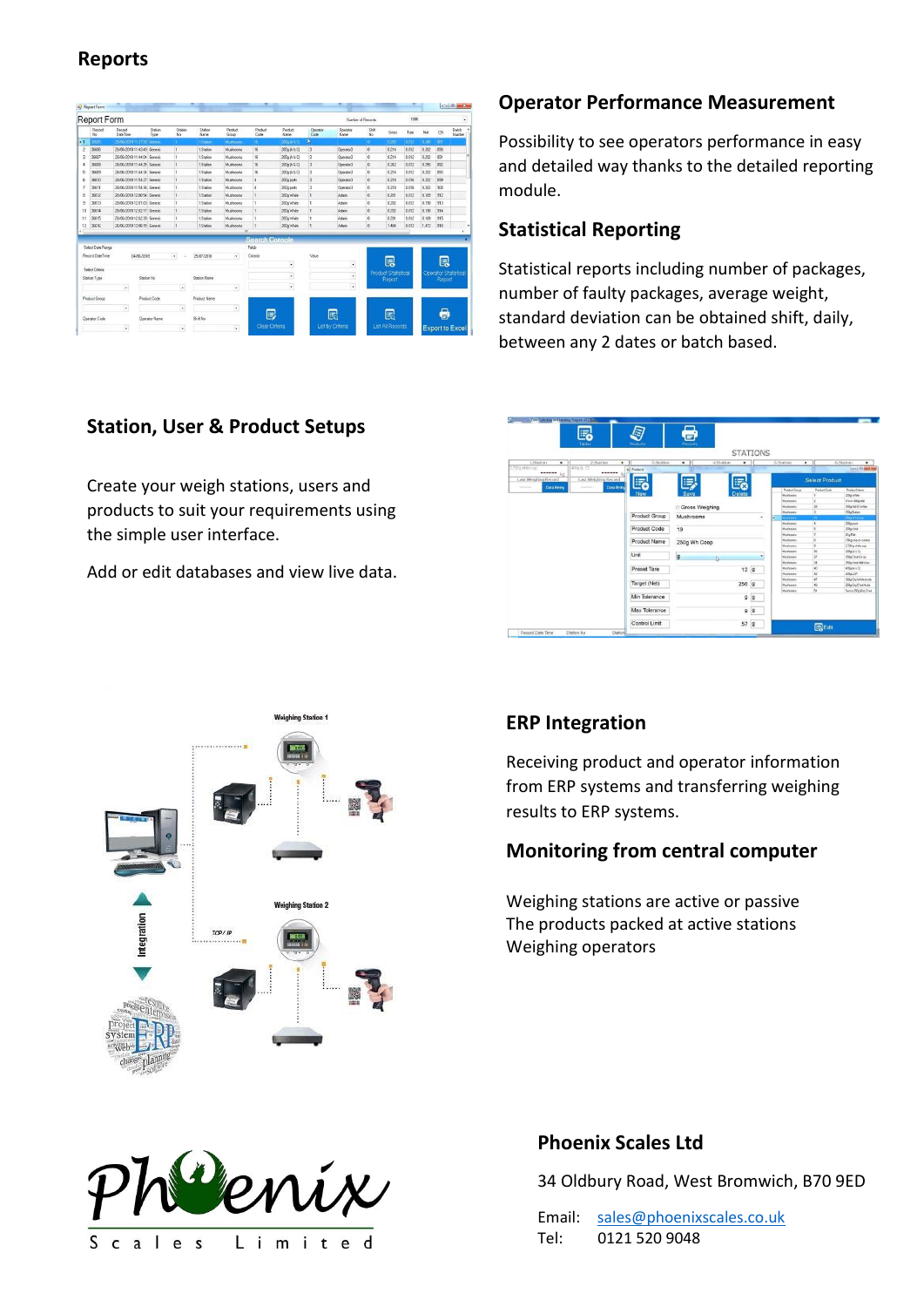## Reports

### Operator Performance Measurement

Possibility to see operators performance in easy and detailed way thanks to the detailed reporting module.

### Statistical Reporting

Statistical reports including number of packages, number of faulty packages, average weight, standard deviation can be obtained shift, daily, between any 2 dates or batch based.

### Station, User & Product Setups

Create your weigh stations, users and products to suit your requirements using the simple user interface.

Add or edit databases and view live data.

### ERP Integration

Receiving product and operator information from ERP systems and transferring weighing results to ERP systems.

### Monitoring from central computer

Weighing stations are active or passive
The products packed at active stations
Weighing operators

### Phoenix Scales Ltd

34 Oldbury Road, West Bromwich, B70 9ED

Email: sales@phoenixscales.co.uk
Tel: 0121 520 9048